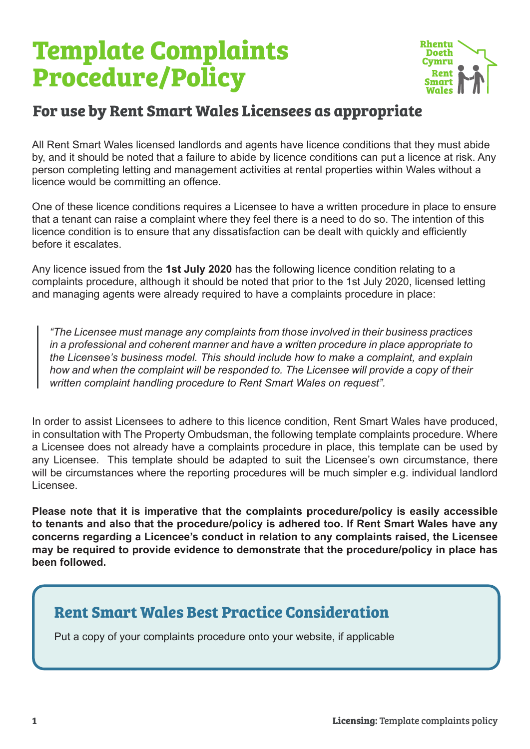# Template Complaints Procedure/Policy

## For use by Rent Smart Wales Licensees as appropriate

All Rent Smart Wales licensed landlords and agents have licence conditions that they must abide by, and it should be noted that a failure to abide by licence conditions can put a licence at risk. Any person completing letting and management activities at rental properties within Wales without a licence would be committing an offence.

One of these licence conditions requires a Licensee to have a written procedure in place to ensure that a tenant can raise a complaint where they feel there is a need to do so. The intention of this licence condition is to ensure that any dissatisfaction can be dealt with quickly and efficiently before it escalates.

Any licence issued from the **1st July 2020** has the following licence condition relating to a complaints procedure, although it should be noted that prior to the 1st July 2020, licensed letting and managing agents were already required to have a complaints procedure in place:

> *"The Licensee must manage any complaints from those involved in their business practices in a professional and coherent manner and have a written procedure in place appropriate to the Licensee's business model. This should include how to make a complaint, and explain how and when the complaint will be responded to. The Licensee will provide a copy of their written complaint handling procedure to Rent Smart Wales on request".*

In order to assist Licensees to adhere to this licence condition, Rent Smart Wales have produced, in consultation with The Property Ombudsman, the following template complaints procedure. Where a Licensee does not already have a complaints procedure in place, this template can be used by any Licensee. This template should be adapted to suit the Licensee's own circumstance, there will be circumstances where the reporting procedures will be much simpler e.g. individual landlord Licensee.

**Please note that it is imperative that the complaints procedure/policy is easily accessible to tenants and also that the procedure/policy is adhered too. If Rent Smart Wales have any concerns regarding a Licencee's conduct in relation to any complaints raised, the Licensee may be required to provide evidence to demonstrate that the procedure/policy in place has been followed.**

### Rent Smart Wales Best Practice Consideration

Put a copy of your complaints procedure onto your website, if applicable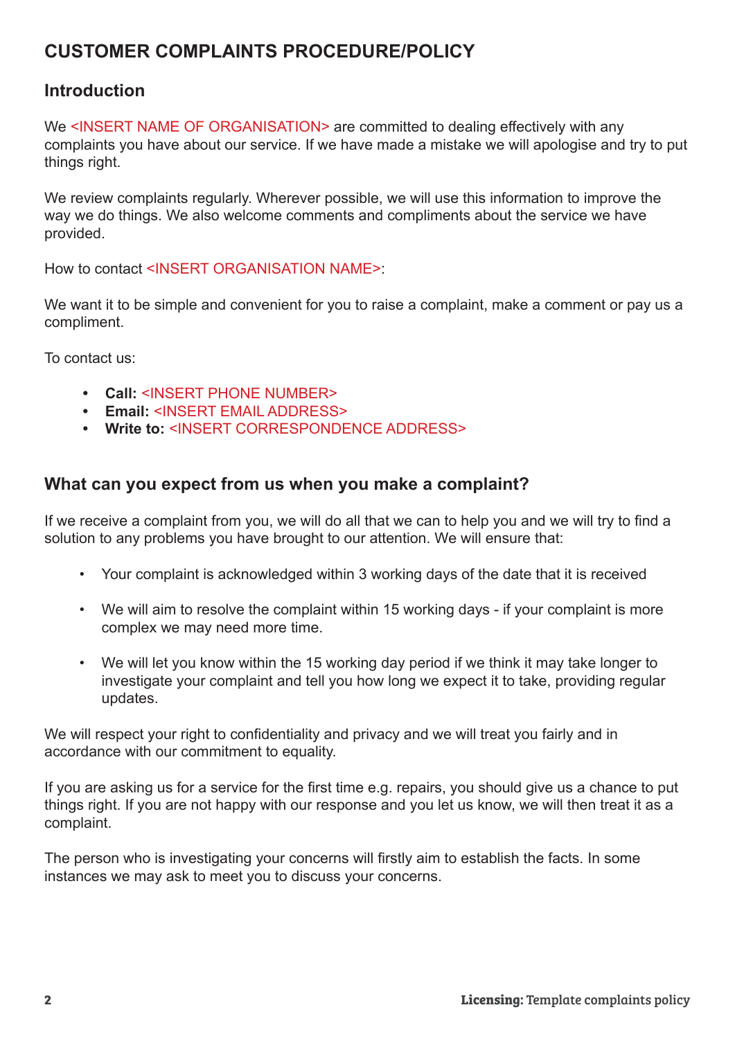# CUSTOMER COMPLAINTS PROCEDURE/POLICY

## Introduction

We <INSERT NAME OF ORGANISATION> are committed to dealing effectively with any complaints you have about our service. If we have made a mistake we will apologise and try to put things right.

We review complaints regularly. Wherever possible, we will use this information to improve the way we do things. We also welcome comments and compliments about the service we have provided.

How to contact <INSERT ORGANISATION NAME>:

We want it to be simple and convenient for you to raise a complaint, make a comment or pay us a compliment.

To contact us:

- **Call:** <INSERT PHONE NUMBER>
- **Email:** <INSERT EMAIL ADDRESS>
- **Write to:** <INSERT CORRESPONDENCE ADDRESS>

## What can you expect from us when you make a complaint?

If we receive a complaint from you, we will do all that we can to help you and we will try to find a solution to any problems you have brought to our attention. We will ensure that:

- Your complaint is acknowledged within 3 working days of the date that it is received
- We will aim to resolve the complaint within 15 working days - if your complaint is more complex we may need more time.
- We will let you know within the 15 working day period if we think it may take longer to investigate your complaint and tell you how long we expect it to take, providing regular updates.

We will respect your right to confidentiality and privacy and we will treat you fairly and in accordance with our commitment to equality.

If you are asking us for a service for the first time e.g. repairs, you should give us a chance to put things right. If you are not happy with our response and you let us know, we will then treat it as a complaint.

The person who is investigating your concerns will firstly aim to establish the facts. In some instances we may ask to meet you to discuss your concerns.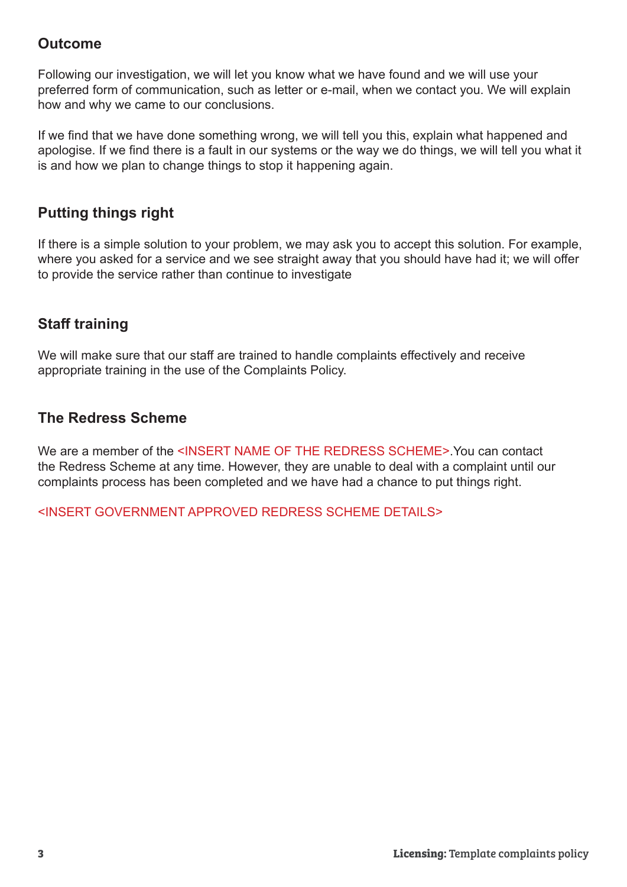## Outcome

Following our investigation, we will let you know what we have found and we will use your preferred form of communication, such as letter or e-mail, when we contact you. We will explain how and why we came to our conclusions.

If we find that we have done something wrong, we will tell you this, explain what happened and apologise. If we find there is a fault in our systems or the way we do things, we will tell you what it is and how we plan to change things to stop it happening again.

## Putting things right

If there is a simple solution to your problem, we may ask you to accept this solution. For example, where you asked for a service and we see straight away that you should have had it; we will offer to provide the service rather than continue to investigate

## Staff training

We will make sure that our staff are trained to handle complaints effectively and receive appropriate training in the use of the Complaints Policy.

## The Redress Scheme

We are a member of the <INSERT NAME OF THE REDRESS SCHEME>.You can contact the Redress Scheme at any time. However, they are unable to deal with a complaint until our complaints process has been completed and we have had a chance to put things right.

<INSERT GOVERNMENT APPROVED REDRESS SCHEME DETAILS>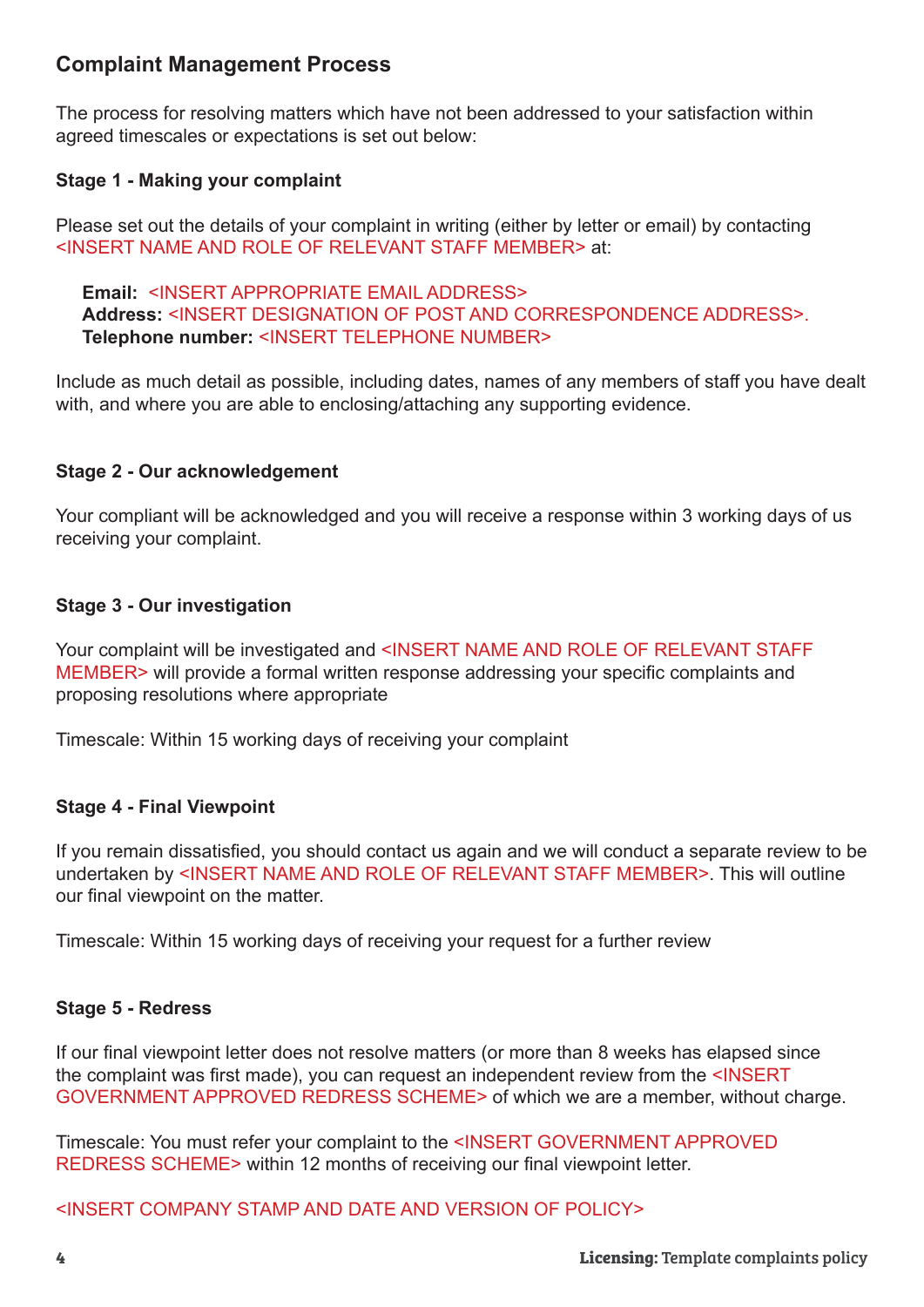## Complaint Management Process

The process for resolving matters which have not been addressed to your satisfaction within agreed timescales or expectations is set out below:

**Stage 1 - Making your complaint**

Please set out the details of your complaint in writing (either by letter or email) by contacting <INSERT NAME AND ROLE OF RELEVANT STAFF MEMBER> at:

**Email:** <INSERT APPROPRIATE EMAIL ADDRESS>
**Address:** <INSERT DESIGNATION OF POST AND CORRESPONDENCE ADDRESS>.
**Telephone number:** <INSERT TELEPHONE NUMBER>

Include as much detail as possible, including dates, names of any members of staff you have dealt with, and where you are able to enclosing/attaching any supporting evidence.

**Stage 2 - Our acknowledgement**

Your compliant will be acknowledged and you will receive a response within 3 working days of us receiving your complaint.

**Stage 3 - Our investigation**

Your complaint will be investigated and <INSERT NAME AND ROLE OF RELEVANT STAFF MEMBER> will provide a formal written response addressing your specific complaints and proposing resolutions where appropriate

Timescale: Within 15 working days of receiving your complaint

**Stage 4 - Final Viewpoint**

If you remain dissatisfied, you should contact us again and we will conduct a separate review to be undertaken by <INSERT NAME AND ROLE OF RELEVANT STAFF MEMBER>. This will outline our final viewpoint on the matter.

Timescale: Within 15 working days of receiving your request for a further review

**Stage 5 - Redress**

If our final viewpoint letter does not resolve matters (or more than 8 weeks has elapsed since the complaint was first made), you can request an independent review from the <INSERT GOVERNMENT APPROVED REDRESS SCHEME> of which we are a member, without charge.

Timescale: You must refer your complaint to the <INSERT GOVERNMENT APPROVED REDRESS SCHEME> within 12 months of receiving our final viewpoint letter.

<INSERT COMPANY STAMP AND DATE AND VERSION OF POLICY>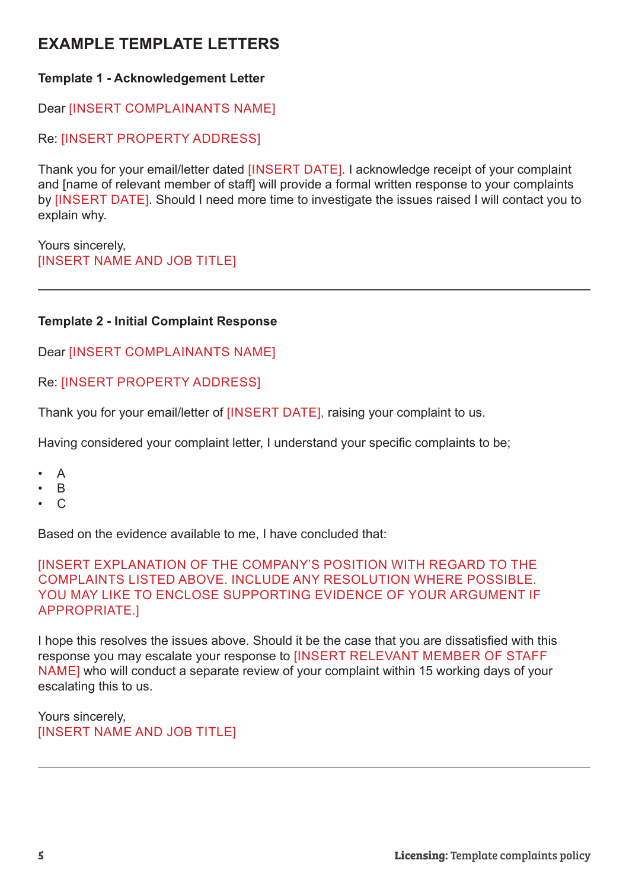# EXAMPLE TEMPLATE LETTERS

**Template 1 - Acknowledgement Letter**

Dear [INSERT COMPLAINANTS NAME]

Re: [INSERT PROPERTY ADDRESS]

Thank you for your email/letter dated [INSERT DATE]. I acknowledge receipt of your complaint and [name of relevant member of staff] will provide a formal written response to your complaints by [INSERT DATE]. Should I need more time to investigate the issues raised I will contact you to explain why.

Yours sincerely,
[INSERT NAME AND JOB TITLE]

---

**Template 2 - Initial Complaint Response**

Dear [INSERT COMPLAINANTS NAME]

Re: [INSERT PROPERTY ADDRESS]

Thank you for your email/letter of [INSERT DATE], raising your complaint to us.

Having considered your complaint letter, I understand your specific complaints to be;

- A
- B
- C

Based on the evidence available to me, I have concluded that:

[INSERT EXPLANATION OF THE COMPANY'S POSITION WITH REGARD TO THE COMPLAINTS LISTED ABOVE. INCLUDE ANY RESOLUTION WHERE POSSIBLE. YOU MAY LIKE TO ENCLOSE SUPPORTING EVIDENCE OF YOUR ARGUMENT IF APPROPRIATE.]

I hope this resolves the issues above. Should it be the case that you are dissatisfied with this response you may escalate your response to [INSERT RELEVANT MEMBER OF STAFF NAME] who will conduct a separate review of your complaint within 15 working days of your escalating this to us.

Yours sincerely,
[INSERT NAME AND JOB TITLE]

---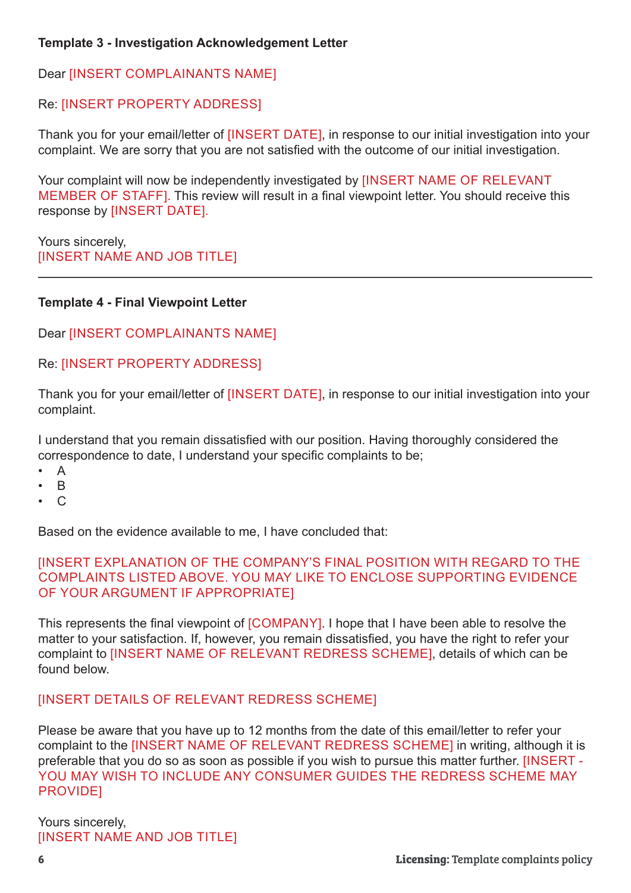**Template 3 - Investigation Acknowledgement Letter**

Dear [INSERT COMPLAINANTS NAME]

Re: [INSERT PROPERTY ADDRESS]

Thank you for your email/letter of [INSERT DATE], in response to our initial investigation into your complaint. We are sorry that you are not satisfied with the outcome of our initial investigation.

Your complaint will now be independently investigated by [INSERT NAME OF RELEVANT MEMBER OF STAFF]. This review will result in a final viewpoint letter. You should receive this response by [INSERT DATE].

Yours sincerely,
[INSERT NAME AND JOB TITLE]

---

**Template 4 - Final Viewpoint Letter**

Dear [INSERT COMPLAINANTS NAME]

Re: [INSERT PROPERTY ADDRESS]

Thank you for your email/letter of [INSERT DATE], in response to our initial investigation into your complaint.

I understand that you remain dissatisfied with our position. Having thoroughly considered the correspondence to date, I understand your specific complaints to be;

- A
- B
- C

Based on the evidence available to me, I have concluded that:

[INSERT EXPLANATION OF THE COMPANY'S FINAL POSITION WITH REGARD TO THE COMPLAINTS LISTED ABOVE. YOU MAY LIKE TO ENCLOSE SUPPORTING EVIDENCE OF YOUR ARGUMENT IF APPROPRIATE]

This represents the final viewpoint of [COMPANY]. I hope that I have been able to resolve the matter to your satisfaction. If, however, you remain dissatisfied, you have the right to refer your complaint to [INSERT NAME OF RELEVANT REDRESS SCHEME], details of which can be found below.

[INSERT DETAILS OF RELEVANT REDRESS SCHEME]

Please be aware that you have up to 12 months from the date of this email/letter to refer your complaint to the [INSERT NAME OF RELEVANT REDRESS SCHEME] in writing, although it is preferable that you do so as soon as possible if you wish to pursue this matter further. [INSERT - YOU MAY WISH TO INCLUDE ANY CONSUMER GUIDES THE REDRESS SCHEME MAY PROVIDE]

Yours sincerely,
[INSERT NAME AND JOB TITLE]